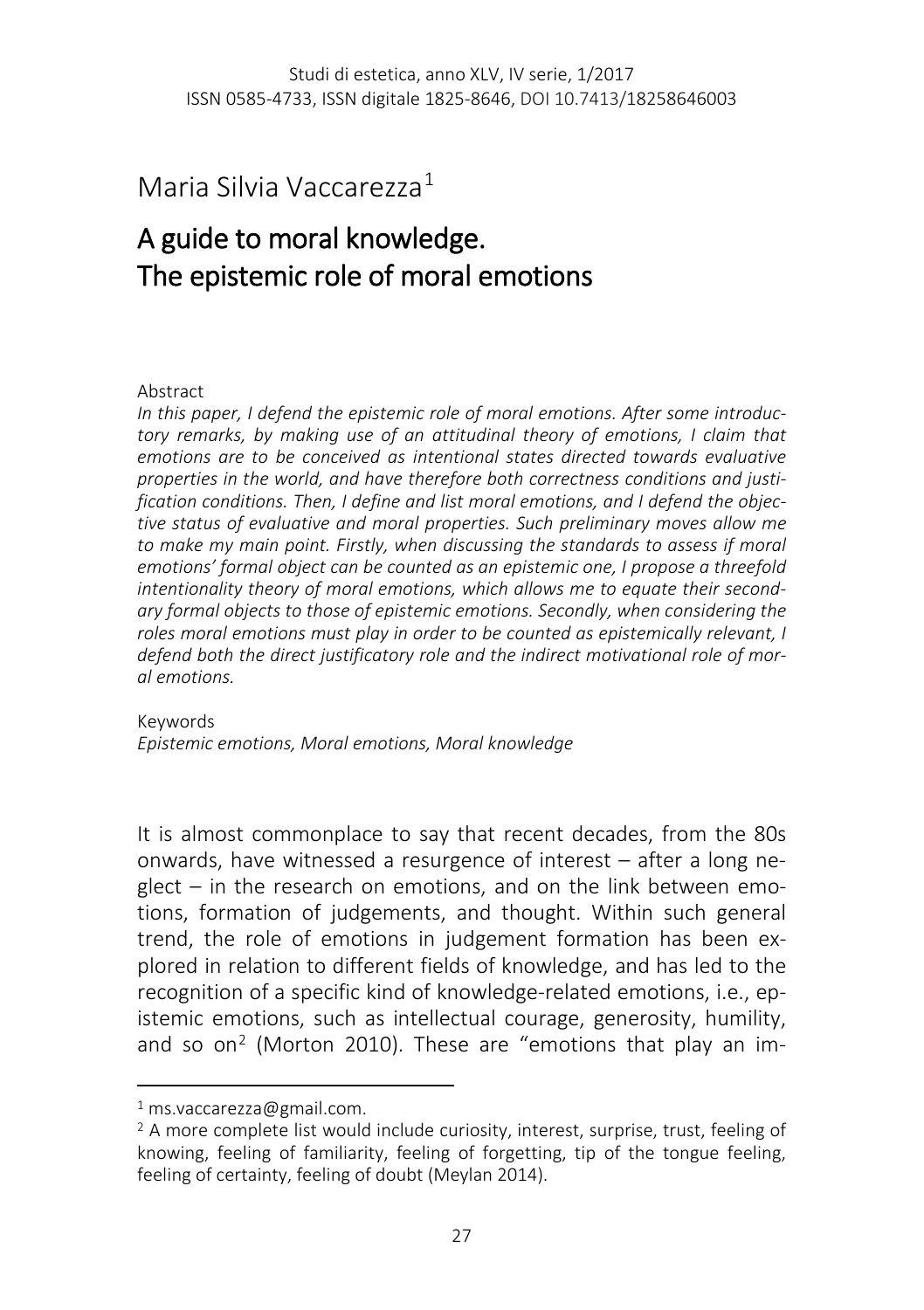Maria Silvia Vaccarezza[1]

# A guide to moral knowledge. The epistemic role of moral emotions

Abstract

*In this paper, I defend the epistemic role of moral emotions. After some introductory remarks, by making use of an attitudinal theory of emotions, I claim that emotions are to be conceived as intentional states directed towards evaluative properties in the world, and have therefore both correctness conditions and justification conditions. Then, I define and list moral emotions, and I defend the objective status of evaluative and moral properties. Such preliminary moves allow me to make my main point. Firstly, when discussing the standards to assess if moral emotions' formal object can be counted as an epistemic one, I propose a threefold intentionality theory of moral emotions, which allows me to equate their secondary formal objects to those of epistemic emotions. Secondly, when considering the roles moral emotions must play in order to be counted as epistemically relevant, I defend both the direct justificatory role and the indirect motivational role of moral emotions.*

Keywords

*Epistemic emotions, Moral emotions, Moral knowledge*

It is almost commonplace to say that recent decades, from the 80s onwards, have witnessed a resurgence of interest – after a long neglect – in the research on emotions, and on the link between emotions, formation of judgements, and thought. Within such general trend, the role of emotions in judgement formation has been explored in relation to different fields of knowledge, and has led to the recognition of a specific kind of knowledge-related emotions, i.e., epistemic emotions, such as intellectual courage, generosity, humility, and so on[2] (Morton 2010). These are "emotions that play an im-

[1] ms.vaccarezza@gmail.com.

[2] A more complete list would include curiosity, interest, surprise, trust, feeling of knowing, feeling of familiarity, feeling of forgetting, tip of the tongue feeling, feeling of certainty, feeling of doubt (Meylan 2014).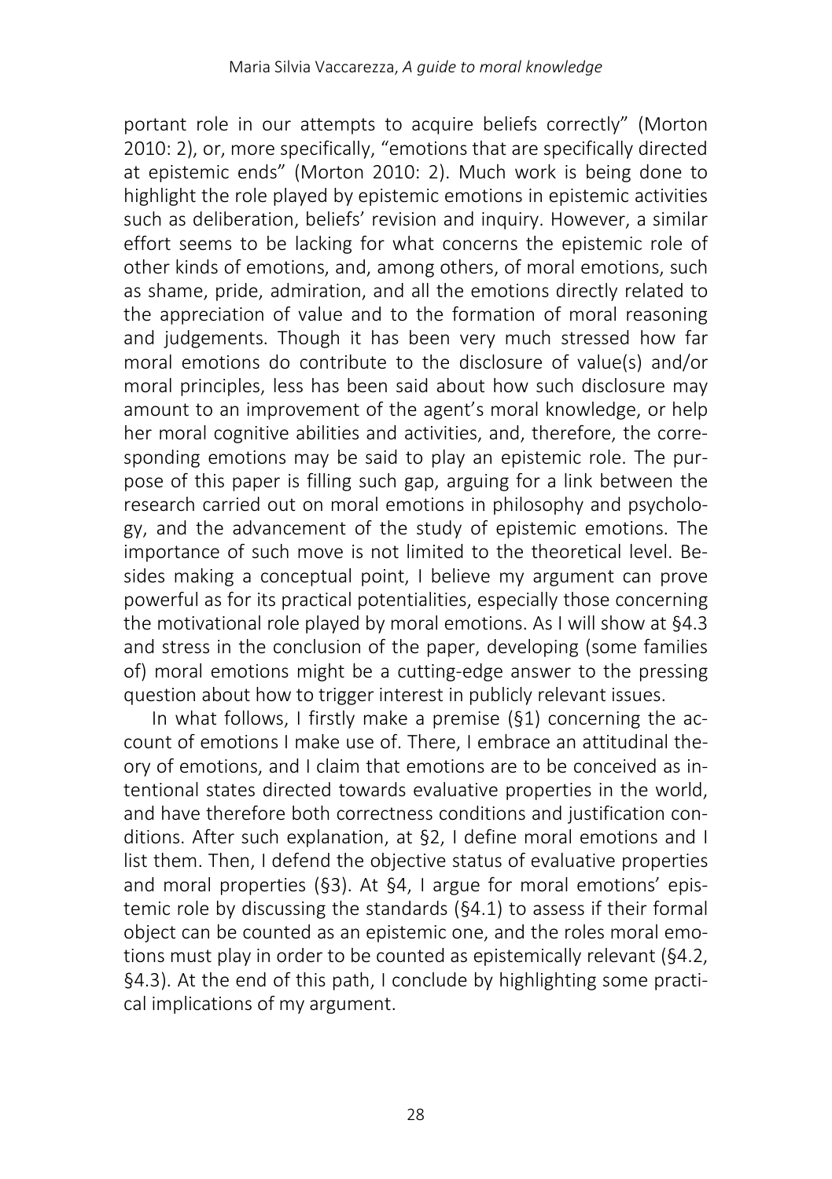portant role in our attempts to acquire beliefs correctly" (Morton 2010: 2), or, more specifically, "emotions that are specifically directed at epistemic ends" (Morton 2010: 2). Much work is being done to highlight the role played by epistemic emotions in epistemic activities such as deliberation, beliefs' revision and inquiry. However, a similar effort seems to be lacking for what concerns the epistemic role of other kinds of emotions, and, among others, of moral emotions, such as shame, pride, admiration, and all the emotions directly related to the appreciation of value and to the formation of moral reasoning and judgements. Though it has been very much stressed how far moral emotions do contribute to the disclosure of value(s) and/or moral principles, less has been said about how such disclosure may amount to an improvement of the agent's moral knowledge, or help her moral cognitive abilities and activities, and, therefore, the corresponding emotions may be said to play an epistemic role. The purpose of this paper is filling such gap, arguing for a link between the research carried out on moral emotions in philosophy and psychology, and the advancement of the study of epistemic emotions. The importance of such move is not limited to the theoretical level. Besides making a conceptual point, I believe my argument can prove powerful as for its practical potentialities, especially those concerning the motivational role played by moral emotions. As I will show at §4.3 and stress in the conclusion of the paper, developing (some families of) moral emotions might be a cutting-edge answer to the pressing question about how to trigger interest in publicly relevant issues.

In what follows, I firstly make a premise (§1) concerning the account of emotions I make use of. There, I embrace an attitudinal theory of emotions, and I claim that emotions are to be conceived as intentional states directed towards evaluative properties in the world, and have therefore both correctness conditions and justification conditions. After such explanation, at §2, I define moral emotions and I list them. Then, I defend the objective status of evaluative properties and moral properties (§3). At §4, I argue for moral emotions' epistemic role by discussing the standards (§4.1) to assess if their formal object can be counted as an epistemic one, and the roles moral emotions must play in order to be counted as epistemically relevant (§4.2, §4.3). At the end of this path, I conclude by highlighting some practical implications of my argument.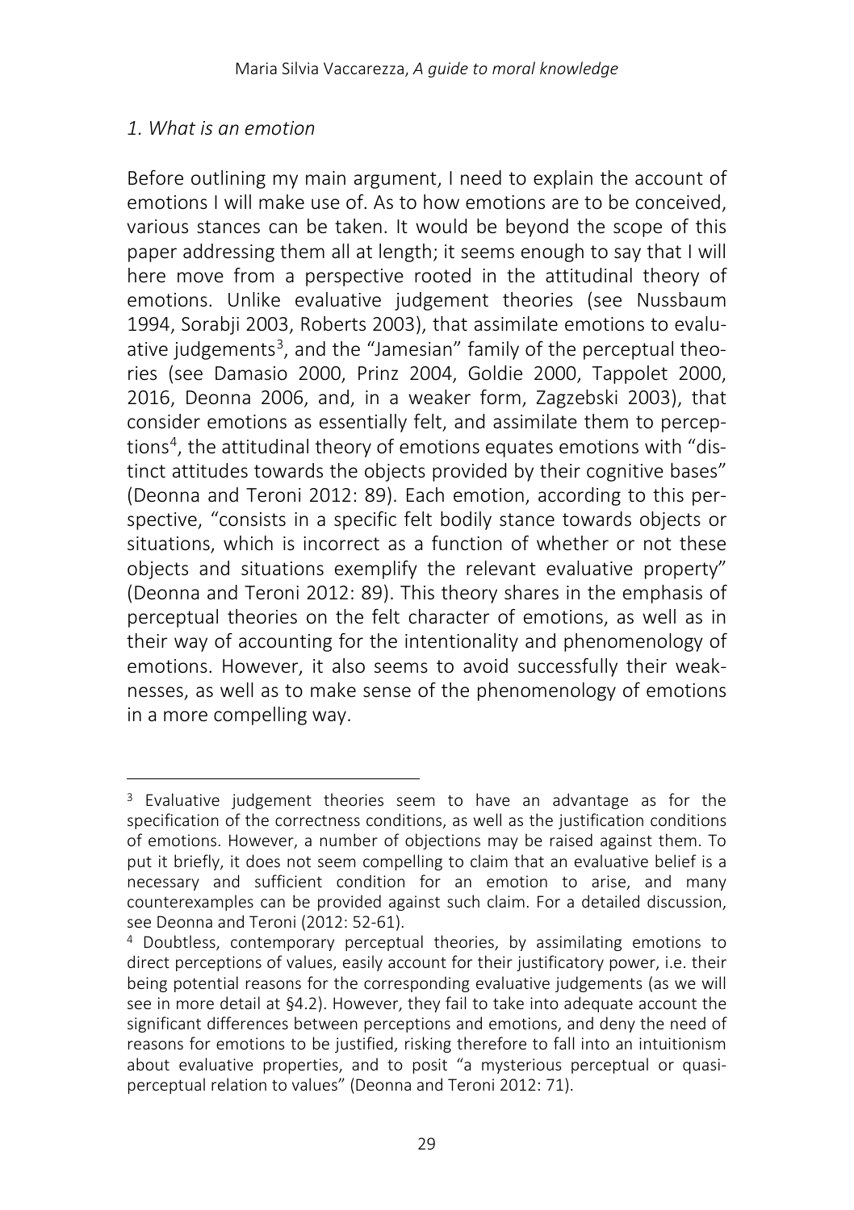## *1. What is an emotion*

Before outlining my main argument, I need to explain the account of emotions I will make use of. As to how emotions are to be conceived, various stances can be taken. It would be beyond the scope of this paper addressing them all at length; it seems enough to say that I will here move from a perspective rooted in the attitudinal theory of emotions. Unlike evaluative judgement theories (see Nussbaum 1994, Sorabji 2003, Roberts 2003), that assimilate emotions to evaluative judgements[3], and the "Jamesian" family of the perceptual theories (see Damasio 2000, Prinz 2004, Goldie 2000, Tappolet 2000, 2016, Deonna 2006, and, in a weaker form, Zagzebski 2003), that consider emotions as essentially felt, and assimilate them to perceptions[4], the attitudinal theory of emotions equates emotions with "distinct attitudes towards the objects provided by their cognitive bases" (Deonna and Teroni 2012: 89). Each emotion, according to this perspective, "consists in a specific felt bodily stance towards objects or situations, which is incorrect as a function of whether or not these objects and situations exemplify the relevant evaluative property" (Deonna and Teroni 2012: 89). This theory shares in the emphasis of perceptual theories on the felt character of emotions, as well as in their way of accounting for the intentionality and phenomenology of emotions. However, it also seems to avoid successfully their weaknesses, as well as to make sense of the phenomenology of emotions in a more compelling way.

---

[3] Evaluative judgement theories seem to have an advantage as for the specification of the correctness conditions, as well as the justification conditions of emotions. However, a number of objections may be raised against them. To put it briefly, it does not seem compelling to claim that an evaluative belief is a necessary and sufficient condition for an emotion to arise, and many counterexamples can be provided against such claim. For a detailed discussion, see Deonna and Teroni (2012: 52-61).

[4] Doubtless, contemporary perceptual theories, by assimilating emotions to direct perceptions of values, easily account for their justificatory power, i.e. their being potential reasons for the corresponding evaluative judgements (as we will see in more detail at §4.2). However, they fail to take into adequate account the significant differences between perceptions and emotions, and deny the need of reasons for emotions to be justified, risking therefore to fall into an intuitionism about evaluative properties, and to posit "a mysterious perceptual or quasi-perceptual relation to values" (Deonna and Teroni 2012: 71).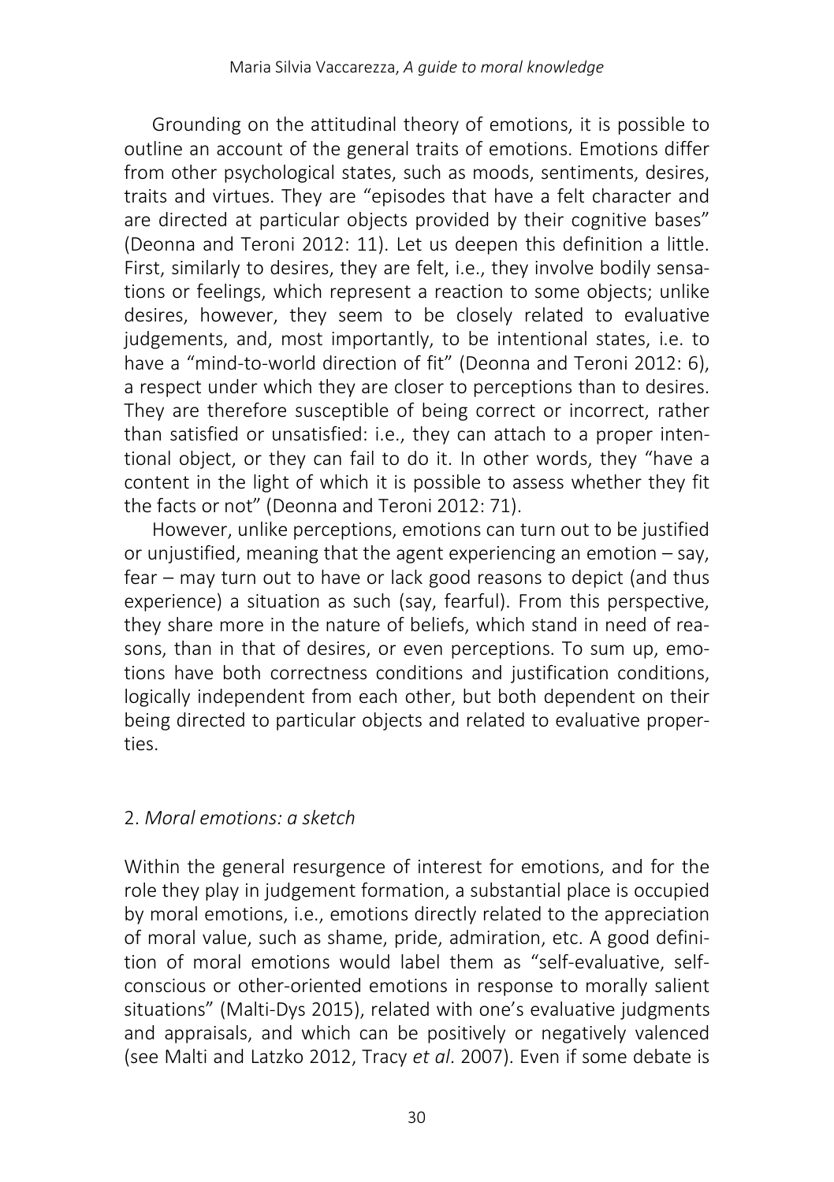Grounding on the attitudinal theory of emotions, it is possible to outline an account of the general traits of emotions. Emotions differ from other psychological states, such as moods, sentiments, desires, traits and virtues. They are "episodes that have a felt character and are directed at particular objects provided by their cognitive bases" (Deonna and Teroni 2012: 11). Let us deepen this definition a little. First, similarly to desires, they are felt, i.e., they involve bodily sensations or feelings, which represent a reaction to some objects; unlike desires, however, they seem to be closely related to evaluative judgements, and, most importantly, to be intentional states, i.e. to have a "mind-to-world direction of fit" (Deonna and Teroni 2012: 6), a respect under which they are closer to perceptions than to desires. They are therefore susceptible of being correct or incorrect, rather than satisfied or unsatisfied: i.e., they can attach to a proper intentional object, or they can fail to do it. In other words, they "have a content in the light of which it is possible to assess whether they fit the facts or not" (Deonna and Teroni 2012: 71).

However, unlike perceptions, emotions can turn out to be justified or unjustified, meaning that the agent experiencing an emotion – say, fear – may turn out to have or lack good reasons to depict (and thus experience) a situation as such (say, fearful). From this perspective, they share more in the nature of beliefs, which stand in need of reasons, than in that of desires, or even perceptions. To sum up, emotions have both correctness conditions and justification conditions, logically independent from each other, but both dependent on their being directed to particular objects and related to evaluative properties.

## 2. *Moral emotions: a sketch*

Within the general resurgence of interest for emotions, and for the role they play in judgement formation, a substantial place is occupied by moral emotions, i.e., emotions directly related to the appreciation of moral value, such as shame, pride, admiration, etc. A good definition of moral emotions would label them as "self-evaluative, self-conscious or other-oriented emotions in response to morally salient situations" (Malti-Dys 2015), related with one's evaluative judgments and appraisals, and which can be positively or negatively valenced (see Malti and Latzko 2012, Tracy *et al*. 2007). Even if some debate is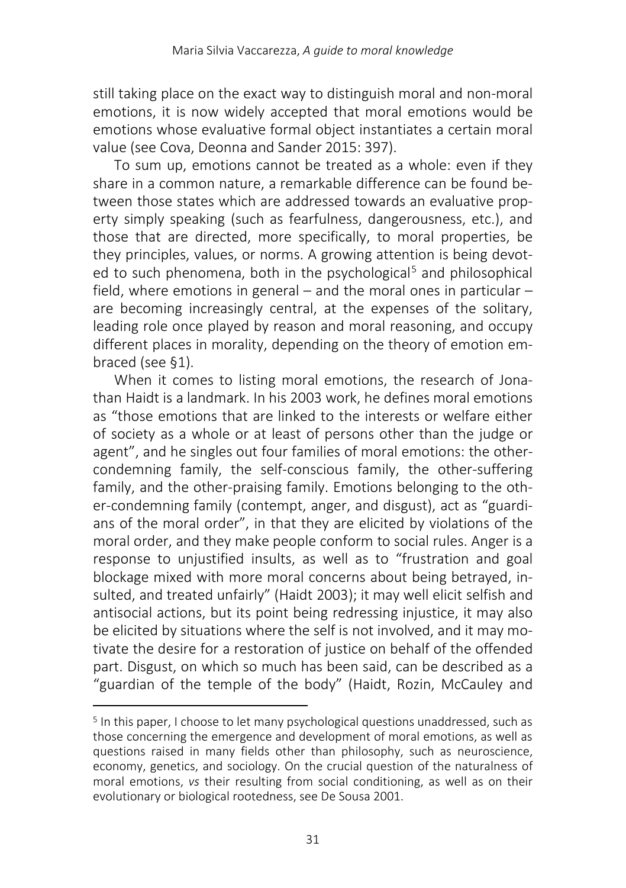still taking place on the exact way to distinguish moral and non-moral emotions, it is now widely accepted that moral emotions would be emotions whose evaluative formal object instantiates a certain moral value (see Cova, Deonna and Sander 2015: 397).

To sum up, emotions cannot be treated as a whole: even if they share in a common nature, a remarkable difference can be found between those states which are addressed towards an evaluative property simply speaking (such as fearfulness, dangerousness, etc.), and those that are directed, more specifically, to moral properties, be they principles, values, or norms. A growing attention is being devoted to such phenomena, both in the psychological[5] and philosophical field, where emotions in general – and the moral ones in particular – are becoming increasingly central, at the expenses of the solitary, leading role once played by reason and moral reasoning, and occupy different places in morality, depending on the theory of emotion embraced (see §1).

When it comes to listing moral emotions, the research of Jonathan Haidt is a landmark. In his 2003 work, he defines moral emotions as "those emotions that are linked to the interests or welfare either of society as a whole or at least of persons other than the judge or agent", and he singles out four families of moral emotions: the other-condemning family, the self-conscious family, the other-suffering family, and the other-praising family. Emotions belonging to the other-condemning family (contempt, anger, and disgust), act as "guardians of the moral order", in that they are elicited by violations of the moral order, and they make people conform to social rules. Anger is a response to unjustified insults, as well as to "frustration and goal blockage mixed with more moral concerns about being betrayed, insulted, and treated unfairly" (Haidt 2003); it may well elicit selfish and antisocial actions, but its point being redressing injustice, it may also be elicited by situations where the self is not involved, and it may motivate the desire for a restoration of justice on behalf of the offended part. Disgust, on which so much has been said, can be described as a "guardian of the temple of the body" (Haidt, Rozin, McCauley and

[5] In this paper, I choose to let many psychological questions unaddressed, such as those concerning the emergence and development of moral emotions, as well as questions raised in many fields other than philosophy, such as neuroscience, economy, genetics, and sociology. On the crucial question of the naturalness of moral emotions, *vs* their resulting from social conditioning, as well as on their evolutionary or biological rootedness, see De Sousa 2001.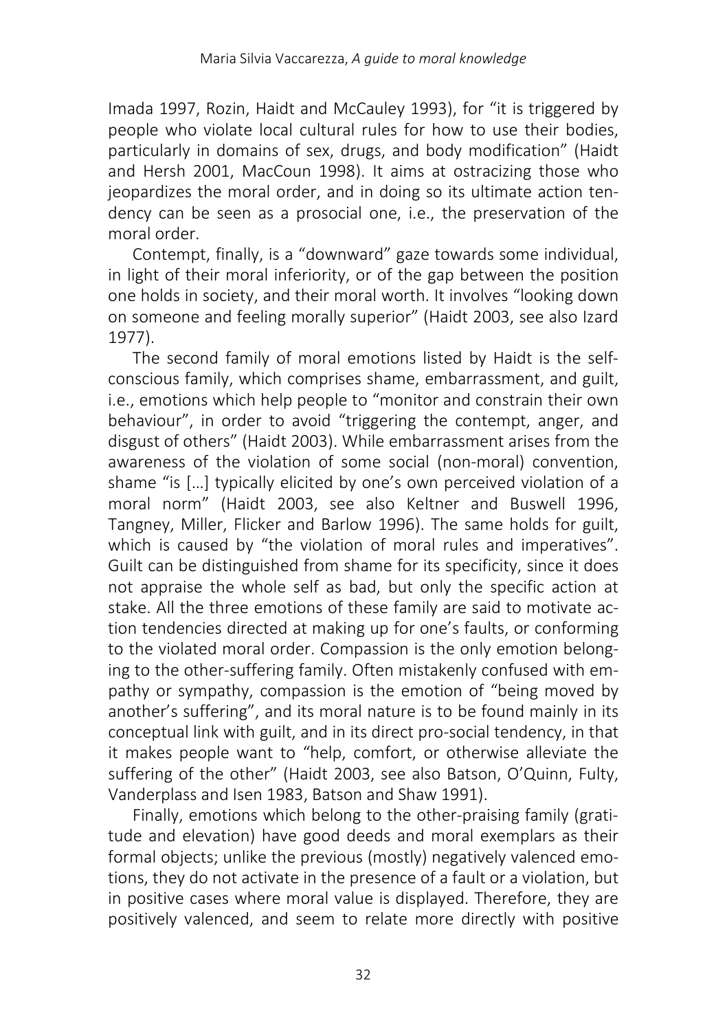Imada 1997, Rozin, Haidt and McCauley 1993), for "it is triggered by people who violate local cultural rules for how to use their bodies, particularly in domains of sex, drugs, and body modification" (Haidt and Hersh 2001, MacCoun 1998). It aims at ostracizing those who jeopardizes the moral order, and in doing so its ultimate action tendency can be seen as a prosocial one, i.e., the preservation of the moral order.

Contempt, finally, is a "downward" gaze towards some individual, in light of their moral inferiority, or of the gap between the position one holds in society, and their moral worth. It involves "looking down on someone and feeling morally superior" (Haidt 2003, see also Izard 1977).

The second family of moral emotions listed by Haidt is the self-conscious family, which comprises shame, embarrassment, and guilt, i.e., emotions which help people to "monitor and constrain their own behaviour", in order to avoid "triggering the contempt, anger, and disgust of others" (Haidt 2003). While embarrassment arises from the awareness of the violation of some social (non-moral) convention, shame "is […] typically elicited by one's own perceived violation of a moral norm" (Haidt 2003, see also Keltner and Buswell 1996, Tangney, Miller, Flicker and Barlow 1996). The same holds for guilt, which is caused by "the violation of moral rules and imperatives". Guilt can be distinguished from shame for its specificity, since it does not appraise the whole self as bad, but only the specific action at stake. All the three emotions of these family are said to motivate action tendencies directed at making up for one's faults, or conforming to the violated moral order. Compassion is the only emotion belonging to the other-suffering family. Often mistakenly confused with empathy or sympathy, compassion is the emotion of "being moved by another's suffering", and its moral nature is to be found mainly in its conceptual link with guilt, and in its direct pro-social tendency, in that it makes people want to "help, comfort, or otherwise alleviate the suffering of the other" (Haidt 2003, see also Batson, O'Quinn, Fulty, Vanderplass and Isen 1983, Batson and Shaw 1991).

Finally, emotions which belong to the other-praising family (gratitude and elevation) have good deeds and moral exemplars as their formal objects; unlike the previous (mostly) negatively valenced emotions, they do not activate in the presence of a fault or a violation, but in positive cases where moral value is displayed. Therefore, they are positively valenced, and seem to relate more directly with positive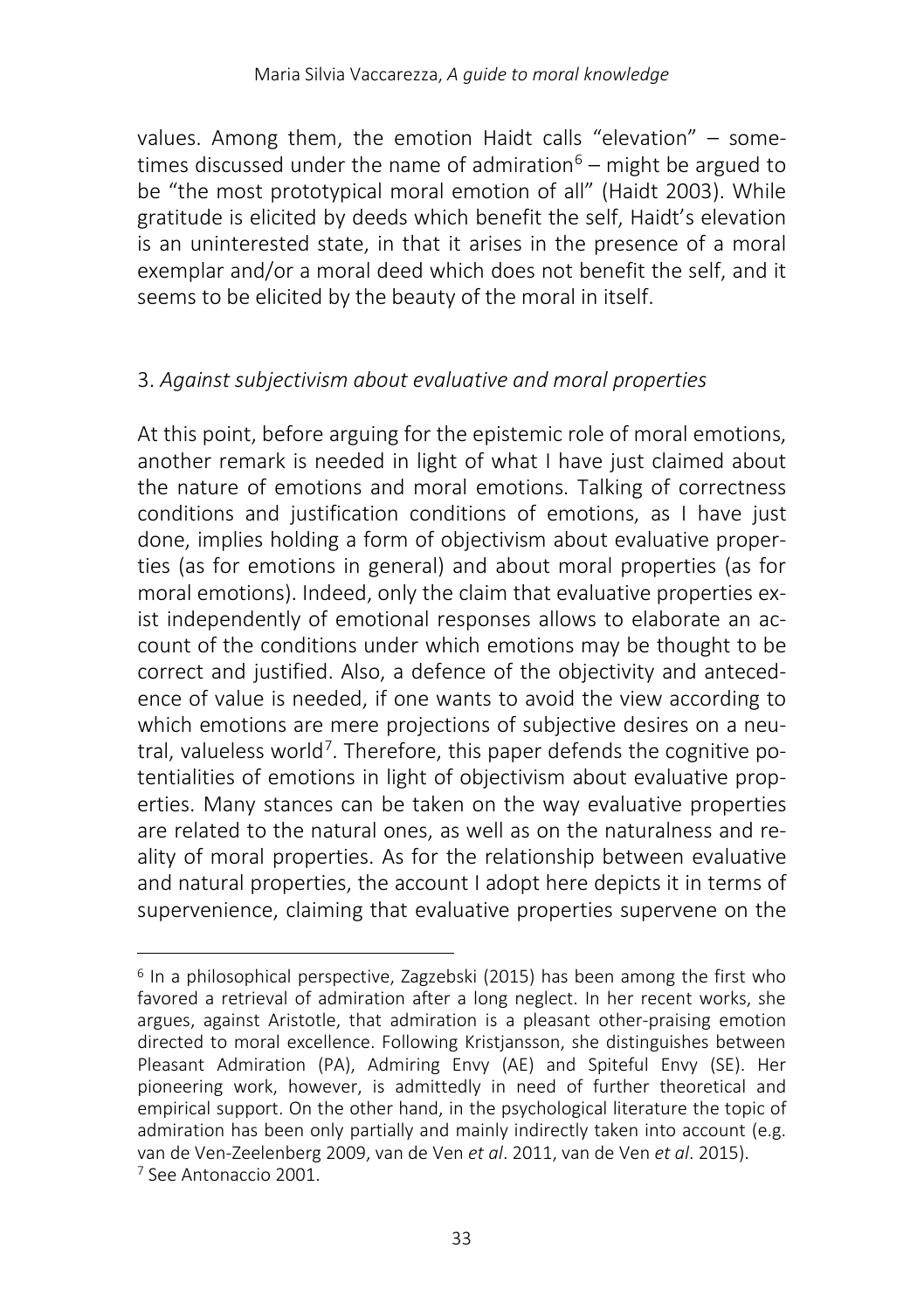values. Among them, the emotion Haidt calls "elevation" – sometimes discussed under the name of admiration[6] – might be argued to be "the most prototypical moral emotion of all" (Haidt 2003). While gratitude is elicited by deeds which benefit the self, Haidt's elevation is an uninterested state, in that it arises in the presence of a moral exemplar and/or a moral deed which does not benefit the self, and it seems to be elicited by the beauty of the moral in itself.

## 3. *Against subjectivism about evaluative and moral properties*

At this point, before arguing for the epistemic role of moral emotions, another remark is needed in light of what I have just claimed about the nature of emotions and moral emotions. Talking of correctness conditions and justification conditions of emotions, as I have just done, implies holding a form of objectivism about evaluative properties (as for emotions in general) and about moral properties (as for moral emotions). Indeed, only the claim that evaluative properties exist independently of emotional responses allows to elaborate an account of the conditions under which emotions may be thought to be correct and justified. Also, a defence of the objectivity and antecedence of value is needed, if one wants to avoid the view according to which emotions are mere projections of subjective desires on a neutral, valueless world[7]. Therefore, this paper defends the cognitive potentialities of emotions in light of objectivism about evaluative properties. Many stances can be taken on the way evaluative properties are related to the natural ones, as well as on the naturalness and reality of moral properties. As for the relationship between evaluative and natural properties, the account I adopt here depicts it in terms of supervenience, claiming that evaluative properties supervene on the

---

[6] In a philosophical perspective, Zagzebski (2015) has been among the first who favored a retrieval of admiration after a long neglect. In her recent works, she argues, against Aristotle, that admiration is a pleasant other-praising emotion directed to moral excellence. Following Kristjansson, she distinguishes between Pleasant Admiration (PA), Admiring Envy (AE) and Spiteful Envy (SE). Her pioneering work, however, is admittedly in need of further theoretical and empirical support. On the other hand, in the psychological literature the topic of admiration has been only partially and mainly indirectly taken into account (e.g. van de Ven-Zeelenberg 2009, van de Ven *et al*. 2011, van de Ven *et al*. 2015).

[7] See Antonaccio 2001.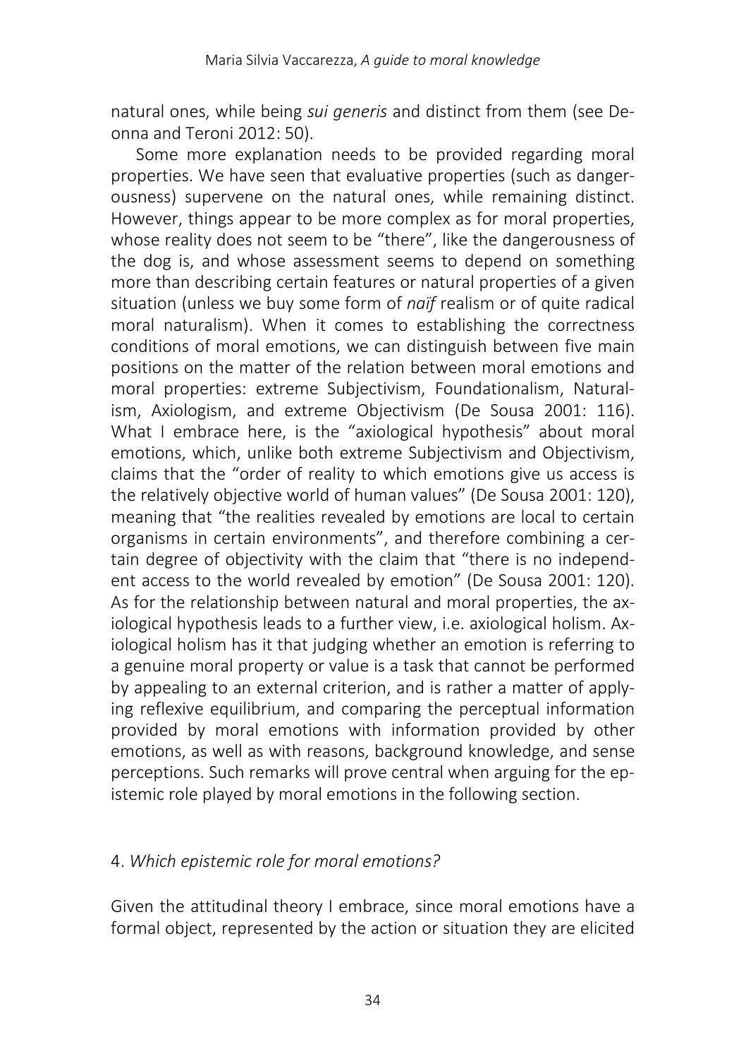natural ones, while being *sui generis* and distinct from them (see Deonna and Teroni 2012: 50).

Some more explanation needs to be provided regarding moral properties. We have seen that evaluative properties (such as dangerousness) supervene on the natural ones, while remaining distinct. However, things appear to be more complex as for moral properties, whose reality does not seem to be "there", like the dangerousness of the dog is, and whose assessment seems to depend on something more than describing certain features or natural properties of a given situation (unless we buy some form of *naïf* realism or of quite radical moral naturalism). When it comes to establishing the correctness conditions of moral emotions, we can distinguish between five main positions on the matter of the relation between moral emotions and moral properties: extreme Subjectivism, Foundationalism, Naturalism, Axiologism, and extreme Objectivism (De Sousa 2001: 116). What I embrace here, is the "axiological hypothesis" about moral emotions, which, unlike both extreme Subjectivism and Objectivism, claims that the "order of reality to which emotions give us access is the relatively objective world of human values" (De Sousa 2001: 120), meaning that "the realities revealed by emotions are local to certain organisms in certain environments", and therefore combining a certain degree of objectivity with the claim that "there is no independent access to the world revealed by emotion" (De Sousa 2001: 120). As for the relationship between natural and moral properties, the axiological hypothesis leads to a further view, i.e. axiological holism. Axiological holism has it that judging whether an emotion is referring to a genuine moral property or value is a task that cannot be performed by appealing to an external criterion, and is rather a matter of applying reflexive equilibrium, and comparing the perceptual information provided by moral emotions with information provided by other emotions, as well as with reasons, background knowledge, and sense perceptions. Such remarks will prove central when arguing for the epistemic role played by moral emotions in the following section.

## 4. *Which epistemic role for moral emotions?*

Given the attitudinal theory I embrace, since moral emotions have a formal object, represented by the action or situation they are elicited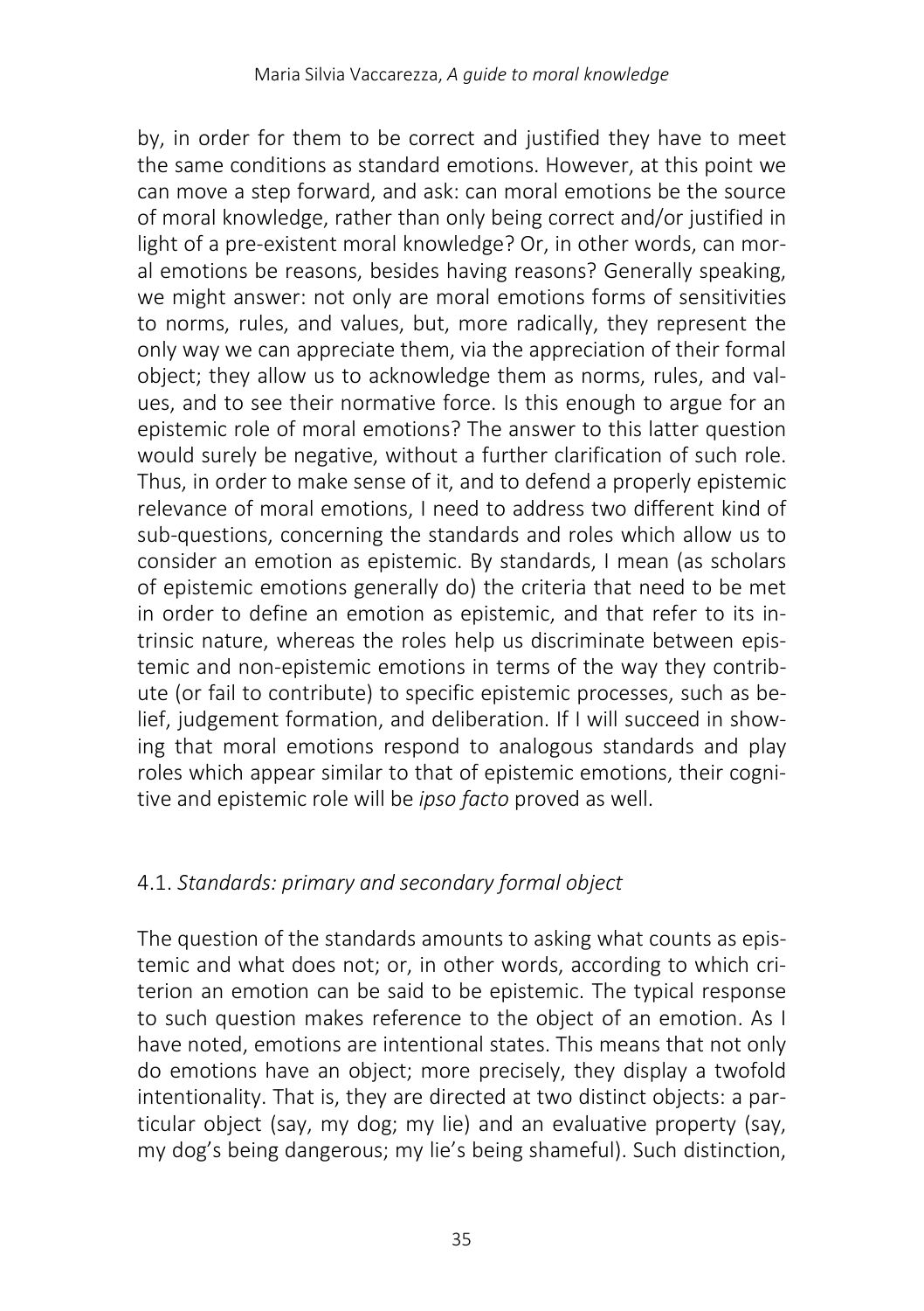by, in order for them to be correct and justified they have to meet the same conditions as standard emotions. However, at this point we can move a step forward, and ask: can moral emotions be the source of moral knowledge, rather than only being correct and/or justified in light of a pre-existent moral knowledge? Or, in other words, can moral emotions be reasons, besides having reasons? Generally speaking, we might answer: not only are moral emotions forms of sensitivities to norms, rules, and values, but, more radically, they represent the only way we can appreciate them, via the appreciation of their formal object; they allow us to acknowledge them as norms, rules, and values, and to see their normative force. Is this enough to argue for an epistemic role of moral emotions? The answer to this latter question would surely be negative, without a further clarification of such role. Thus, in order to make sense of it, and to defend a properly epistemic relevance of moral emotions, I need to address two different kind of sub-questions, concerning the standards and roles which allow us to consider an emotion as epistemic. By standards, I mean (as scholars of epistemic emotions generally do) the criteria that need to be met in order to define an emotion as epistemic, and that refer to its intrinsic nature, whereas the roles help us discriminate between epistemic and non-epistemic emotions in terms of the way they contribute (or fail to contribute) to specific epistemic processes, such as belief, judgement formation, and deliberation. If I will succeed in showing that moral emotions respond to analogous standards and play roles which appear similar to that of epistemic emotions, their cognitive and epistemic role will be *ipso facto* proved as well.

### 4.1. *Standards: primary and secondary formal object*

The question of the standards amounts to asking what counts as epistemic and what does not; or, in other words, according to which criterion an emotion can be said to be epistemic. The typical response to such question makes reference to the object of an emotion. As I have noted, emotions are intentional states. This means that not only do emotions have an object; more precisely, they display a twofold intentionality. That is, they are directed at two distinct objects: a particular object (say, my dog; my lie) and an evaluative property (say, my dog's being dangerous; my lie's being shameful). Such distinction,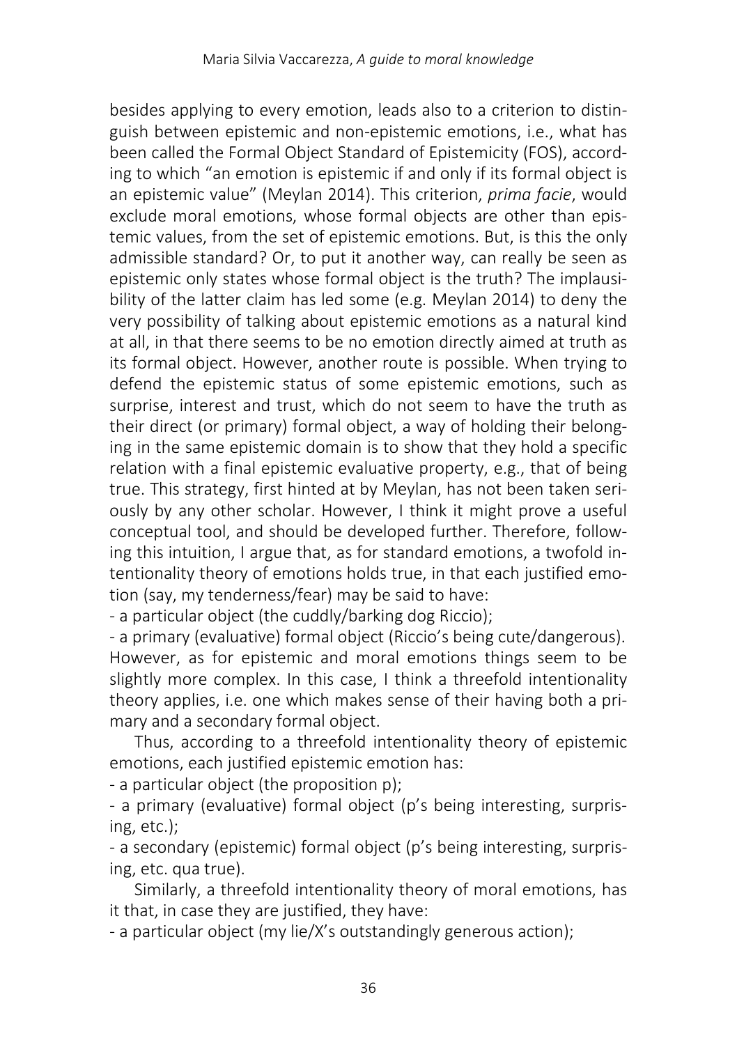besides applying to every emotion, leads also to a criterion to distinguish between epistemic and non-epistemic emotions, i.e., what has been called the Formal Object Standard of Epistemicity (FOS), according to which "an emotion is epistemic if and only if its formal object is an epistemic value" (Meylan 2014). This criterion, *prima facie*, would exclude moral emotions, whose formal objects are other than epistemic values, from the set of epistemic emotions. But, is this the only admissible standard? Or, to put it another way, can really be seen as epistemic only states whose formal object is the truth? The implausibility of the latter claim has led some (e.g. Meylan 2014) to deny the very possibility of talking about epistemic emotions as a natural kind at all, in that there seems to be no emotion directly aimed at truth as its formal object. However, another route is possible. When trying to defend the epistemic status of some epistemic emotions, such as surprise, interest and trust, which do not seem to have the truth as their direct (or primary) formal object, a way of holding their belonging in the same epistemic domain is to show that they hold a specific relation with a final epistemic evaluative property, e.g., that of being true. This strategy, first hinted at by Meylan, has not been taken seriously by any other scholar. However, I think it might prove a useful conceptual tool, and should be developed further. Therefore, following this intuition, I argue that, as for standard emotions, a twofold intentionality theory of emotions holds true, in that each justified emotion (say, my tenderness/fear) may be said to have:

- a particular object (the cuddly/barking dog Riccio);
- a primary (evaluative) formal object (Riccio's being cute/dangerous).

However, as for epistemic and moral emotions things seem to be slightly more complex. In this case, I think a threefold intentionality theory applies, i.e. one which makes sense of their having both a primary and a secondary formal object.

Thus, according to a threefold intentionality theory of epistemic emotions, each justified epistemic emotion has:

- a particular object (the proposition p);
- a primary (evaluative) formal object (p's being interesting, surprising, etc.);
- a secondary (epistemic) formal object (p's being interesting, surprising, etc. qua true).

Similarly, a threefold intentionality theory of moral emotions, has it that, in case they are justified, they have:

- a particular object (my lie/X's outstandingly generous action);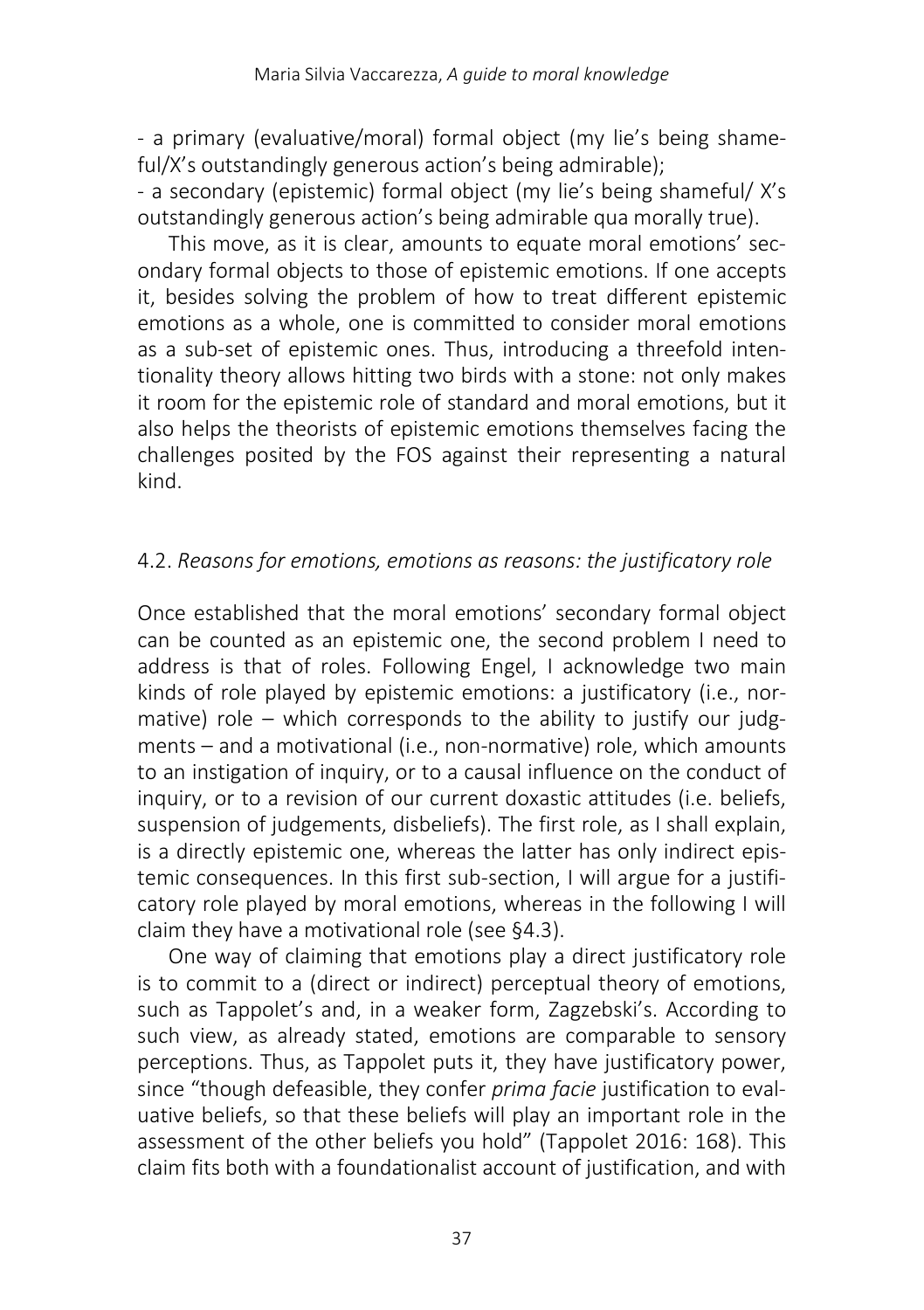- a primary (evaluative/moral) formal object (my lie's being shameful/X's outstandingly generous action's being admirable);
- a secondary (epistemic) formal object (my lie's being shameful/ X's outstandingly generous action's being admirable qua morally true).

This move, as it is clear, amounts to equate moral emotions' secondary formal objects to those of epistemic emotions. If one accepts it, besides solving the problem of how to treat different epistemic emotions as a whole, one is committed to consider moral emotions as a sub-set of epistemic ones. Thus, introducing a threefold intentionality theory allows hitting two birds with a stone: not only makes it room for the epistemic role of standard and moral emotions, but it also helps the theorists of epistemic emotions themselves facing the challenges posited by the FOS against their representing a natural kind.

## 4.2. *Reasons for emotions, emotions as reasons: the justificatory role*

Once established that the moral emotions' secondary formal object can be counted as an epistemic one, the second problem I need to address is that of roles. Following Engel, I acknowledge two main kinds of role played by epistemic emotions: a justificatory (i.e., normative) role – which corresponds to the ability to justify our judgments – and a motivational (i.e., non-normative) role, which amounts to an instigation of inquiry, or to a causal influence on the conduct of inquiry, or to a revision of our current doxastic attitudes (i.e. beliefs, suspension of judgements, disbeliefs). The first role, as I shall explain, is a directly epistemic one, whereas the latter has only indirect epistemic consequences. In this first sub-section, I will argue for a justificatory role played by moral emotions, whereas in the following I will claim they have a motivational role (see §4.3).

One way of claiming that emotions play a direct justificatory role is to commit to a (direct or indirect) perceptual theory of emotions, such as Tappolet's and, in a weaker form, Zagzebski's. According to such view, as already stated, emotions are comparable to sensory perceptions. Thus, as Tappolet puts it, they have justificatory power, since "though defeasible, they confer *prima facie* justification to evaluative beliefs, so that these beliefs will play an important role in the assessment of the other beliefs you hold" (Tappolet 2016: 168). This claim fits both with a foundationalist account of justification, and with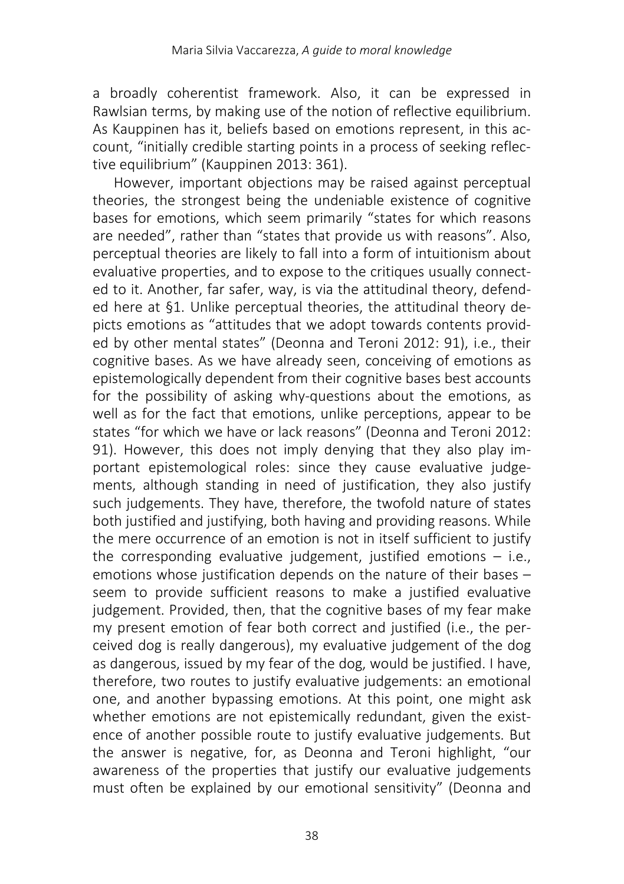a broadly coherentist framework. Also, it can be expressed in Rawlsian terms, by making use of the notion of reflective equilibrium. As Kauppinen has it, beliefs based on emotions represent, in this account, "initially credible starting points in a process of seeking reflective equilibrium" (Kauppinen 2013: 361).

However, important objections may be raised against perceptual theories, the strongest being the undeniable existence of cognitive bases for emotions, which seem primarily "states for which reasons are needed", rather than "states that provide us with reasons". Also, perceptual theories are likely to fall into a form of intuitionism about evaluative properties, and to expose to the critiques usually connected to it. Another, far safer, way, is via the attitudinal theory, defended here at §1. Unlike perceptual theories, the attitudinal theory depicts emotions as "attitudes that we adopt towards contents provided by other mental states" (Deonna and Teroni 2012: 91), i.e., their cognitive bases. As we have already seen, conceiving of emotions as epistemologically dependent from their cognitive bases best accounts for the possibility of asking why-questions about the emotions, as well as for the fact that emotions, unlike perceptions, appear to be states "for which we have or lack reasons" (Deonna and Teroni 2012: 91). However, this does not imply denying that they also play important epistemological roles: since they cause evaluative judgements, although standing in need of justification, they also justify such judgements. They have, therefore, the twofold nature of states both justified and justifying, both having and providing reasons. While the mere occurrence of an emotion is not in itself sufficient to justify the corresponding evaluative judgement, justified emotions – i.e., emotions whose justification depends on the nature of their bases – seem to provide sufficient reasons to make a justified evaluative judgement. Provided, then, that the cognitive bases of my fear make my present emotion of fear both correct and justified (i.e., the perceived dog is really dangerous), my evaluative judgement of the dog as dangerous, issued by my fear of the dog, would be justified. I have, therefore, two routes to justify evaluative judgements: an emotional one, and another bypassing emotions. At this point, one might ask whether emotions are not epistemically redundant, given the existence of another possible route to justify evaluative judgements. But the answer is negative, for, as Deonna and Teroni highlight, "our awareness of the properties that justify our evaluative judgements must often be explained by our emotional sensitivity" (Deonna and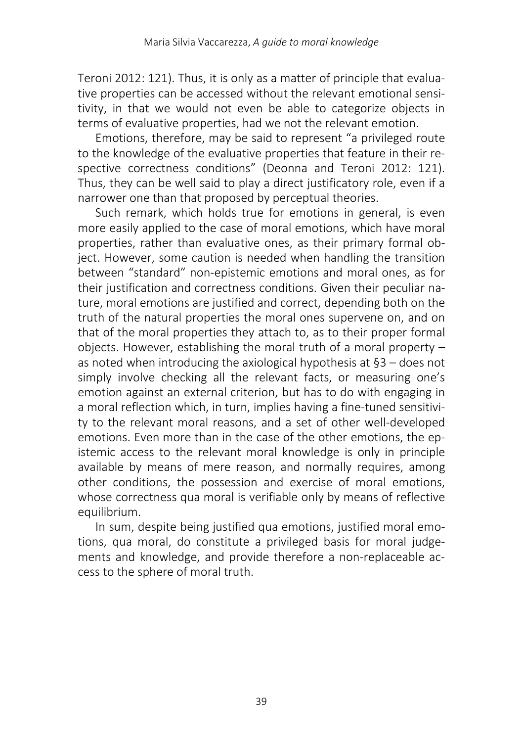Teroni 2012: 121). Thus, it is only as a matter of principle that evaluative properties can be accessed without the relevant emotional sensitivity, in that we would not even be able to categorize objects in terms of evaluative properties, had we not the relevant emotion.

Emotions, therefore, may be said to represent "a privileged route to the knowledge of the evaluative properties that feature in their respective correctness conditions" (Deonna and Teroni 2012: 121). Thus, they can be well said to play a direct justificatory role, even if a narrower one than that proposed by perceptual theories.

Such remark, which holds true for emotions in general, is even more easily applied to the case of moral emotions, which have moral properties, rather than evaluative ones, as their primary formal object. However, some caution is needed when handling the transition between "standard" non-epistemic emotions and moral ones, as for their justification and correctness conditions. Given their peculiar nature, moral emotions are justified and correct, depending both on the truth of the natural properties the moral ones supervene on, and on that of the moral properties they attach to, as to their proper formal objects. However, establishing the moral truth of a moral property – as noted when introducing the axiological hypothesis at §3 – does not simply involve checking all the relevant facts, or measuring one's emotion against an external criterion, but has to do with engaging in a moral reflection which, in turn, implies having a fine-tuned sensitivity to the relevant moral reasons, and a set of other well-developed emotions. Even more than in the case of the other emotions, the epistemic access to the relevant moral knowledge is only in principle available by means of mere reason, and normally requires, among other conditions, the possession and exercise of moral emotions, whose correctness qua moral is verifiable only by means of reflective equilibrium.

In sum, despite being justified qua emotions, justified moral emotions, qua moral, do constitute a privileged basis for moral judgements and knowledge, and provide therefore a non-replaceable access to the sphere of moral truth.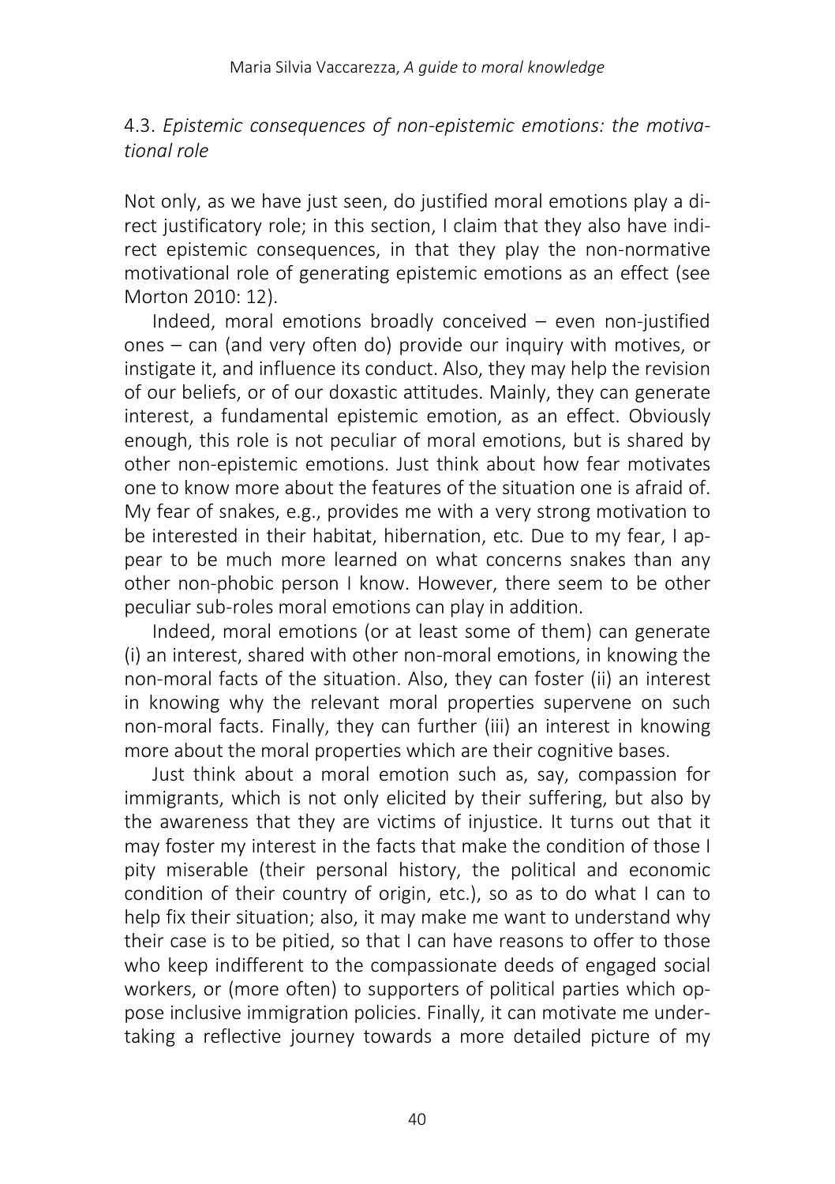### 4.3. *Epistemic consequences of non-epistemic emotions: the motivational role*

Not only, as we have just seen, do justified moral emotions play a direct justificatory role; in this section, I claim that they also have indirect epistemic consequences, in that they play the non-normative motivational role of generating epistemic emotions as an effect (see Morton 2010: 12).

Indeed, moral emotions broadly conceived – even non-justified ones – can (and very often do) provide our inquiry with motives, or instigate it, and influence its conduct. Also, they may help the revision of our beliefs, or of our doxastic attitudes. Mainly, they can generate interest, a fundamental epistemic emotion, as an effect. Obviously enough, this role is not peculiar of moral emotions, but is shared by other non-epistemic emotions. Just think about how fear motivates one to know more about the features of the situation one is afraid of. My fear of snakes, e.g., provides me with a very strong motivation to be interested in their habitat, hibernation, etc. Due to my fear, I appear to be much more learned on what concerns snakes than any other non-phobic person I know. However, there seem to be other peculiar sub-roles moral emotions can play in addition.

Indeed, moral emotions (or at least some of them) can generate (i) an interest, shared with other non-moral emotions, in knowing the non-moral facts of the situation. Also, they can foster (ii) an interest in knowing why the relevant moral properties supervene on such non-moral facts. Finally, they can further (iii) an interest in knowing more about the moral properties which are their cognitive bases.

Just think about a moral emotion such as, say, compassion for immigrants, which is not only elicited by their suffering, but also by the awareness that they are victims of injustice. It turns out that it may foster my interest in the facts that make the condition of those I pity miserable (their personal history, the political and economic condition of their country of origin, etc.), so as to do what I can to help fix their situation; also, it may make me want to understand why their case is to be pitied, so that I can have reasons to offer to those who keep indifferent to the compassionate deeds of engaged social workers, or (more often) to supporters of political parties which oppose inclusive immigration policies. Finally, it can motivate me undertaking a reflective journey towards a more detailed picture of my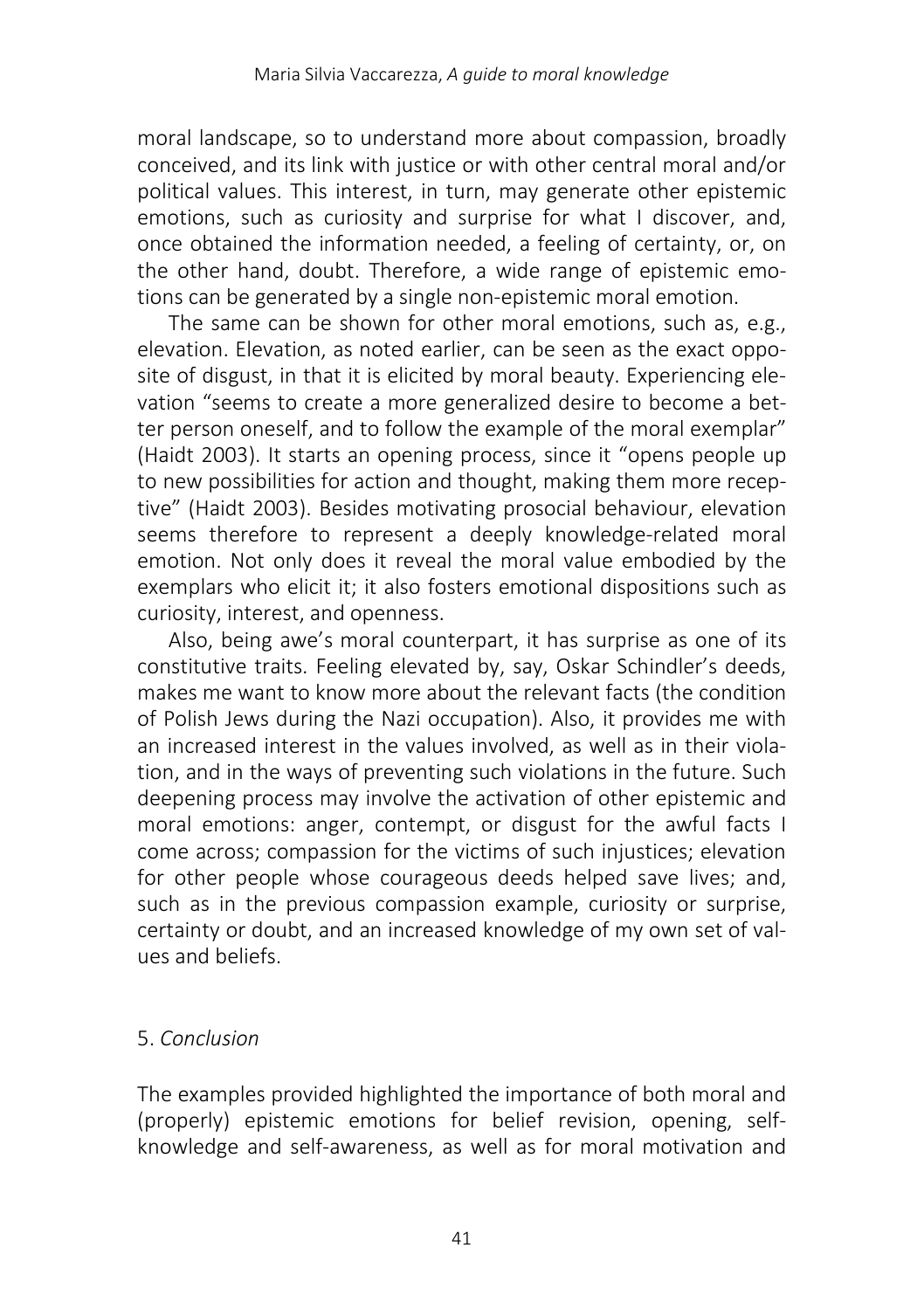moral landscape, so to understand more about compassion, broadly conceived, and its link with justice or with other central moral and/or political values. This interest, in turn, may generate other epistemic emotions, such as curiosity and surprise for what I discover, and, once obtained the information needed, a feeling of certainty, or, on the other hand, doubt. Therefore, a wide range of epistemic emotions can be generated by a single non-epistemic moral emotion.

The same can be shown for other moral emotions, such as, e.g., elevation. Elevation, as noted earlier, can be seen as the exact opposite of disgust, in that it is elicited by moral beauty. Experiencing elevation "seems to create a more generalized desire to become a better person oneself, and to follow the example of the moral exemplar" (Haidt 2003). It starts an opening process, since it "opens people up to new possibilities for action and thought, making them more receptive" (Haidt 2003). Besides motivating prosocial behaviour, elevation seems therefore to represent a deeply knowledge-related moral emotion. Not only does it reveal the moral value embodied by the exemplars who elicit it; it also fosters emotional dispositions such as curiosity, interest, and openness.

Also, being awe's moral counterpart, it has surprise as one of its constitutive traits. Feeling elevated by, say, Oskar Schindler's deeds, makes me want to know more about the relevant facts (the condition of Polish Jews during the Nazi occupation). Also, it provides me with an increased interest in the values involved, as well as in their violation, and in the ways of preventing such violations in the future. Such deepening process may involve the activation of other epistemic and moral emotions: anger, contempt, or disgust for the awful facts I come across; compassion for the victims of such injustices; elevation for other people whose courageous deeds helped save lives; and, such as in the previous compassion example, curiosity or surprise, certainty or doubt, and an increased knowledge of my own set of values and beliefs.

## 5. *Conclusion*

The examples provided highlighted the importance of both moral and (properly) epistemic emotions for belief revision, opening, self-knowledge and self-awareness, as well as for moral motivation and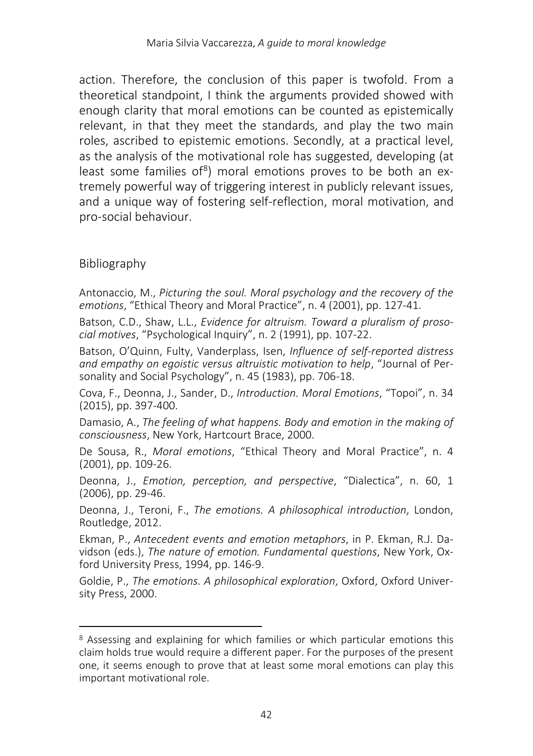action. Therefore, the conclusion of this paper is twofold. From a theoretical standpoint, I think the arguments provided showed with enough clarity that moral emotions can be counted as epistemically relevant, in that they meet the standards, and play the two main roles, ascribed to epistemic emotions. Secondly, at a practical level, as the analysis of the motivational role has suggested, developing (at least some families of[8]) moral emotions proves to be both an extremely powerful way of triggering interest in publicly relevant issues, and a unique way of fostering self-reflection, moral motivation, and pro-social behaviour.

## Bibliography

Antonaccio, M., *Picturing the soul. Moral psychology and the recovery of the emotions*, "Ethical Theory and Moral Practice", n. 4 (2001), pp. 127-41.

Batson, C.D., Shaw, L.L., *Evidence for altruism. Toward a pluralism of prosocial motives*, "Psychological Inquiry", n. 2 (1991), pp. 107-22.

Batson, O'Quinn, Fulty, Vanderplass, Isen, *Influence of self-reported distress and empathy on egoistic versus altruistic motivation to help*, "Journal of Personality and Social Psychology", n. 45 (1983), pp. 706-18.

Cova, F., Deonna, J., Sander, D., *Introduction. Moral Emotions*, "Topoi", n. 34 (2015), pp. 397-400.

Damasio, A., *The feeling of what happens. Body and emotion in the making of consciousness*, New York, Hartcourt Brace, 2000.

De Sousa, R., *Moral emotions*, "Ethical Theory and Moral Practice", n. 4 (2001), pp. 109-26.

Deonna, J., *Emotion, perception, and perspective*, "Dialectica", n. 60, 1 (2006), pp. 29-46.

Deonna, J., Teroni, F., *The emotions. A philosophical introduction*, London, Routledge, 2012.

Ekman, P., *Antecedent events and emotion metaphors*, in P. Ekman, R.J. Davidson (eds.), *The nature of emotion. Fundamental questions*, New York, Oxford University Press, 1994, pp. 146-9.

Goldie, P., *The emotions. A philosophical exploration*, Oxford, Oxford University Press, 2000.

---

[8] Assessing and explaining for which families or which particular emotions this claim holds true would require a different paper. For the purposes of the present one, it seems enough to prove that at least some moral emotions can play this important motivational role.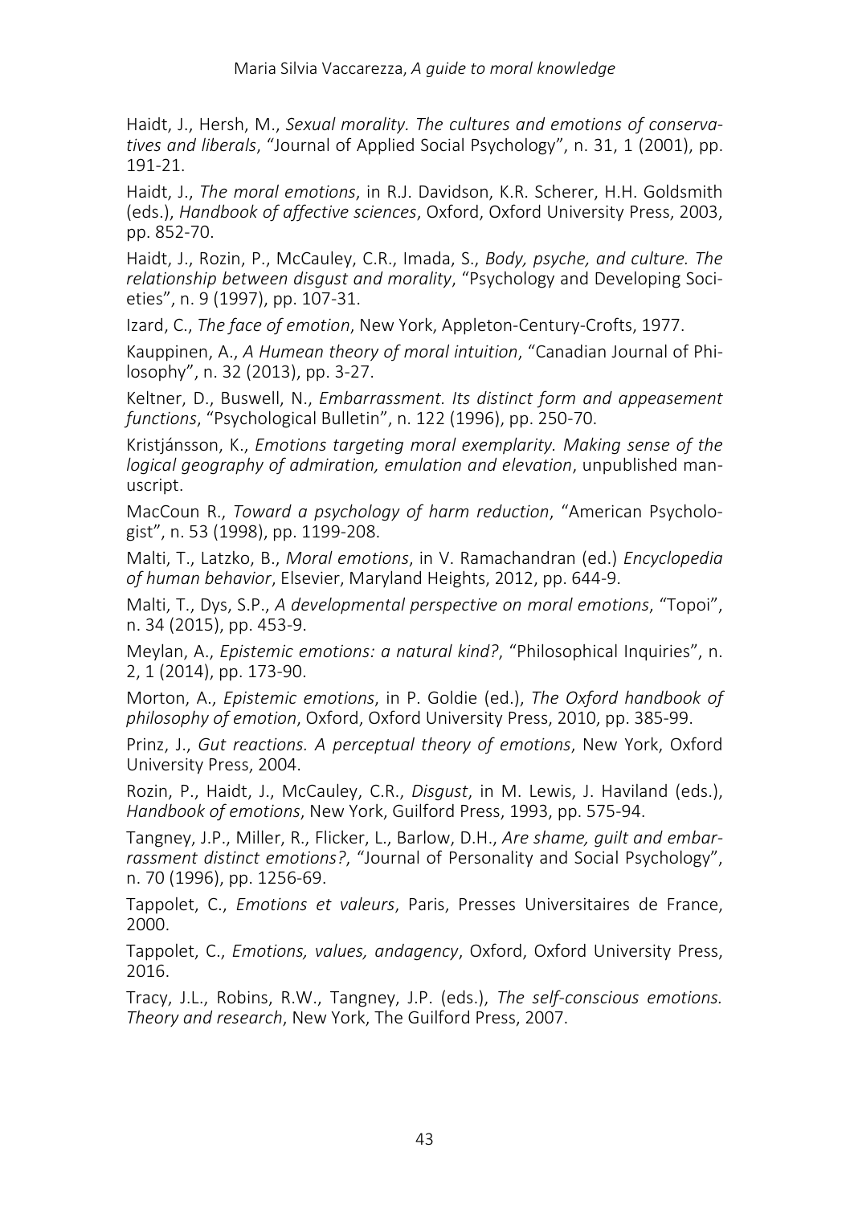Haidt, J., Hersh, M., *Sexual morality. The cultures and emotions of conservatives and liberals*, "Journal of Applied Social Psychology", n. 31, 1 (2001), pp. 191-21.

Haidt, J., *The moral emotions*, in R.J. Davidson, K.R. Scherer, H.H. Goldsmith (eds.), *Handbook of affective sciences*, Oxford, Oxford University Press, 2003, pp. 852-70.

Haidt, J., Rozin, P., McCauley, C.R., Imada, S., *Body, psyche, and culture. The relationship between disgust and morality*, "Psychology and Developing Societies", n. 9 (1997), pp. 107-31.

Izard, C., *The face of emotion*, New York, Appleton-Century-Crofts, 1977.

Kauppinen, A., *A Humean theory of moral intuition*, "Canadian Journal of Philosophy", n. 32 (2013), pp. 3-27.

Keltner, D., Buswell, N., *Embarrassment. Its distinct form and appeasement functions*, "Psychological Bulletin", n. 122 (1996), pp. 250-70.

Kristjánsson, K., *Emotions targeting moral exemplarity. Making sense of the logical geography of admiration, emulation and elevation*, unpublished manuscript.

MacCoun R., *Toward a psychology of harm reduction*, "American Psychologist", n. 53 (1998), pp. 1199-208.

Malti, T., Latzko, B., *Moral emotions*, in V. Ramachandran (ed.) *Encyclopedia of human behavior*, Elsevier, Maryland Heights, 2012, pp. 644-9.

Malti, T., Dys, S.P., *A developmental perspective on moral emotions*, "Topoi", n. 34 (2015), pp. 453-9.

Meylan, A., *Epistemic emotions: a natural kind?*, "Philosophical Inquiries", n. 2, 1 (2014), pp. 173-90.

Morton, A., *Epistemic emotions*, in P. Goldie (ed.), *The Oxford handbook of philosophy of emotion*, Oxford, Oxford University Press, 2010, pp. 385-99.

Prinz, J., *Gut reactions. A perceptual theory of emotions*, New York, Oxford University Press, 2004.

Rozin, P., Haidt, J., McCauley, C.R., *Disgust*, in M. Lewis, J. Haviland (eds.), *Handbook of emotions*, New York, Guilford Press, 1993, pp. 575-94.

Tangney, J.P., Miller, R., Flicker, L., Barlow, D.H., *Are shame, guilt and embarrassment distinct emotions?*, "Journal of Personality and Social Psychology", n. 70 (1996), pp. 1256-69.

Tappolet, C., *Emotions et valeurs*, Paris, Presses Universitaires de France, 2000.

Tappolet, C., *Emotions, values, andagency*, Oxford, Oxford University Press, 2016.

Tracy, J.L., Robins, R.W., Tangney, J.P. (eds.), *The self-conscious emotions. Theory and research*, New York, The Guilford Press, 2007.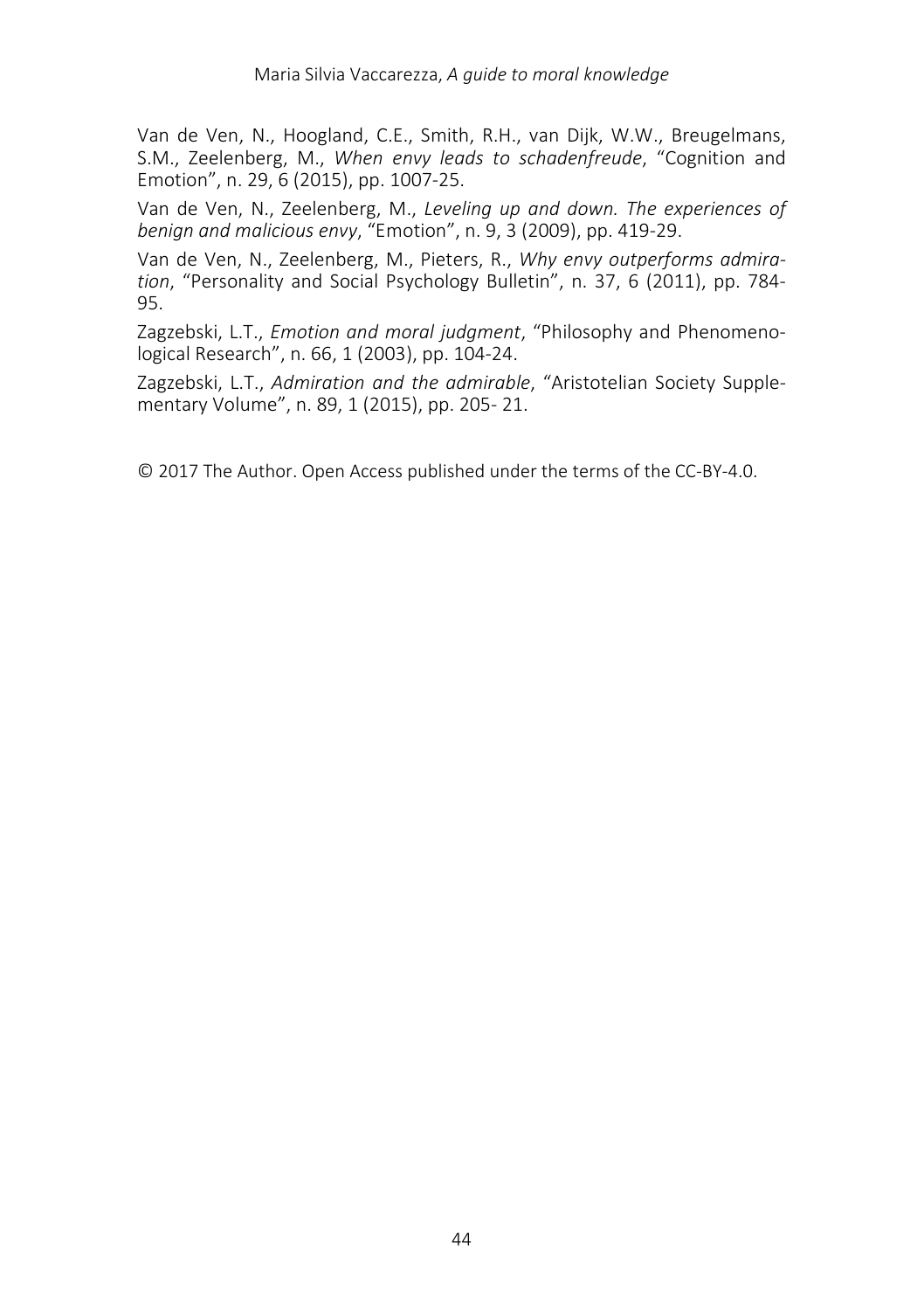Van de Ven, N., Hoogland, C.E., Smith, R.H., van Dijk, W.W., Breugelmans, S.M., Zeelenberg, M., *When envy leads to schadenfreude*, "Cognition and Emotion", n. 29, 6 (2015), pp. 1007-25.

Van de Ven, N., Zeelenberg, M., *Leveling up and down. The experiences of benign and malicious envy*, "Emotion", n. 9, 3 (2009), pp. 419-29.

Van de Ven, N., Zeelenberg, M., Pieters, R., *Why envy outperforms admiration*, "Personality and Social Psychology Bulletin", n. 37, 6 (2011), pp. 784-95.

Zagzebski, L.T., *Emotion and moral judgment*, "Philosophy and Phenomenological Research", n. 66, 1 (2003), pp. 104-24.

Zagzebski, L.T., *Admiration and the admirable*, "Aristotelian Society Supplementary Volume", n. 89, 1 (2015), pp. 205- 21.

© 2017 The Author. Open Access published under the terms of the CC-BY-4.0.